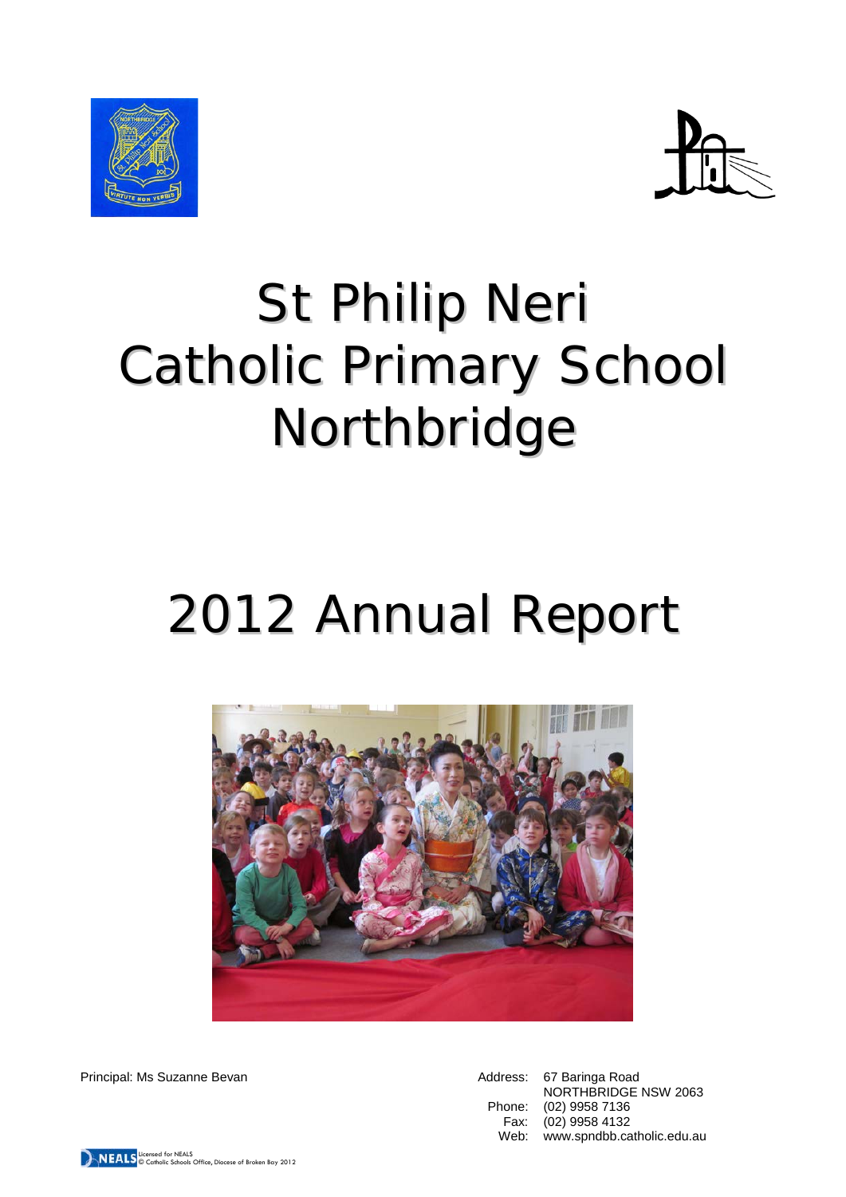# St Philip Neri Catholic Primary School Northbridge

# 2012 Annual Report

Principal: Ms Suzanne Bevan

Address: 67 Baringa Road
NORTHBRIDGE NSW 2063
Phone: (02) 9958 7136
Fax: (02) 9958 4132
Web: www.spndbb.catholic.edu.au

Licensed for NEALS
© Catholic Schools Office, Diocese of Broken Bay 2012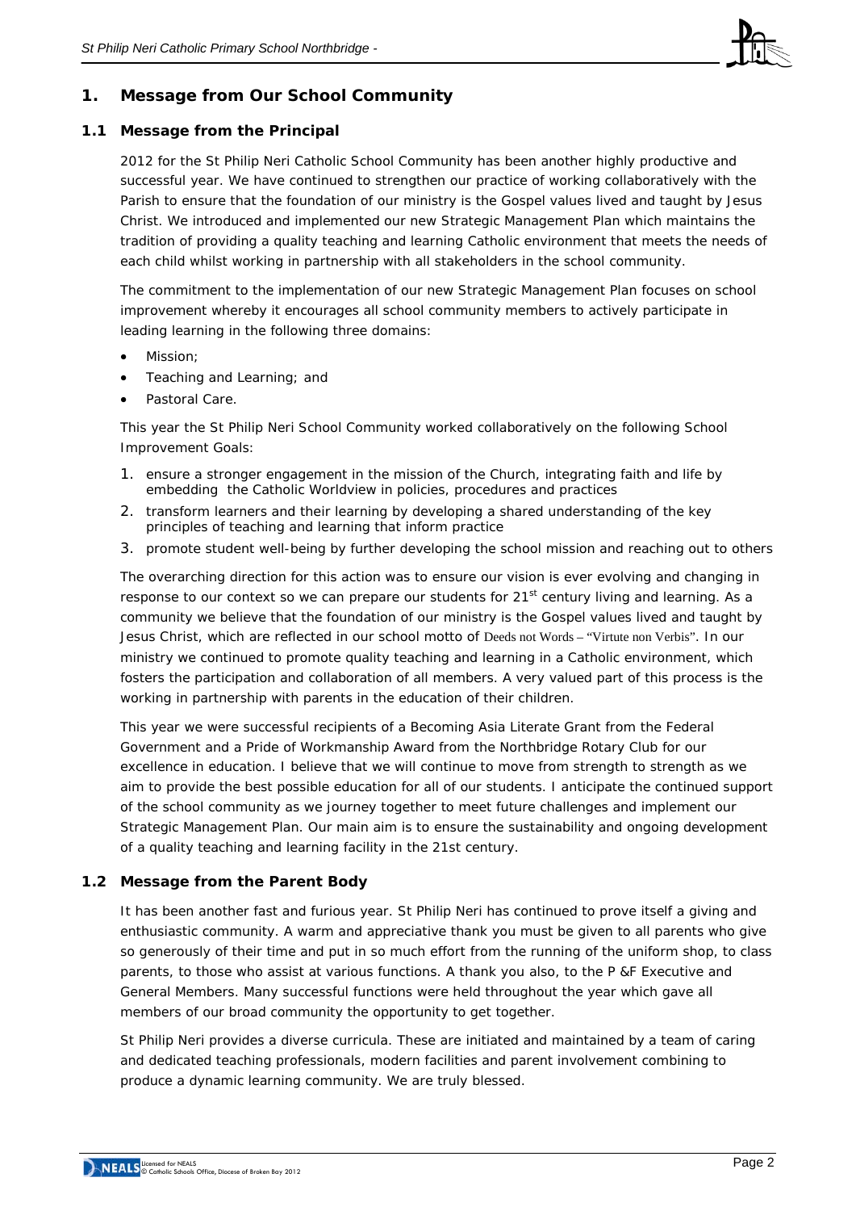# 1. Message from Our School Community

## 1.1 Message from the Principal

2012 for the St Philip Neri Catholic School Community has been another highly productive and successful year. We have continued to strengthen our practice of working collaboratively with the Parish to ensure that the foundation of our ministry is the Gospel values lived and taught by Jesus Christ. We introduced and implemented our new Strategic Management Plan which maintains the tradition of providing a quality teaching and learning Catholic environment that meets the needs of each child whilst working in partnership with all stakeholders in the school community.

The commitment to the implementation of our new Strategic Management Plan focuses on school improvement whereby it encourages all school community members to actively participate in leading learning in the following three domains:

- Mission;
- Teaching and Learning; and
- Pastoral Care.

This year the St Philip Neri School Community worked collaboratively on the following School Improvement Goals:

1. ensure a stronger engagement in the mission of the Church, integrating faith and life by embedding the Catholic Worldview in policies, procedures and practices
2. transform learners and their learning by developing a shared understanding of the key principles of teaching and learning that inform practice
3. promote student well-being by further developing the school mission and reaching out to others

The overarching direction for this action was to ensure our vision is ever evolving and changing in response to our context so we can prepare our students for 21st century living and learning. As a community we believe that the foundation of our ministry is the Gospel values lived and taught by Jesus Christ, which are reflected in our school motto of Deeds not Words – "Virtute non Verbis". In our ministry we continued to promote quality teaching and learning in a Catholic environment, which fosters the participation and collaboration of all members. A very valued part of this process is the working in partnership with parents in the education of their children.

This year we were successful recipients of a Becoming Asia Literate Grant from the Federal Government and a Pride of Workmanship Award from the Northbridge Rotary Club for our excellence in education. I believe that we will continue to move from strength to strength as we aim to provide the best possible education for all of our students. I anticipate the continued support of the school community as we journey together to meet future challenges and implement our Strategic Management Plan. Our main aim is to ensure the sustainability and ongoing development of a quality teaching and learning facility in the 21st century.

## 1.2 Message from the Parent Body

It has been another fast and furious year. St Philip Neri has continued to prove itself a giving and enthusiastic community. A warm and appreciative thank you must be given to all parents who give so generously of their time and put in so much effort from the running of the uniform shop, to class parents, to those who assist at various functions. A thank you also, to the P &F Executive and General Members. Many successful functions were held throughout the year which gave all members of our broad community the opportunity to get together.

St Philip Neri provides a diverse curricula. These are initiated and maintained by a team of caring and dedicated teaching professionals, modern facilities and parent involvement combining to produce a dynamic learning community. We are truly blessed.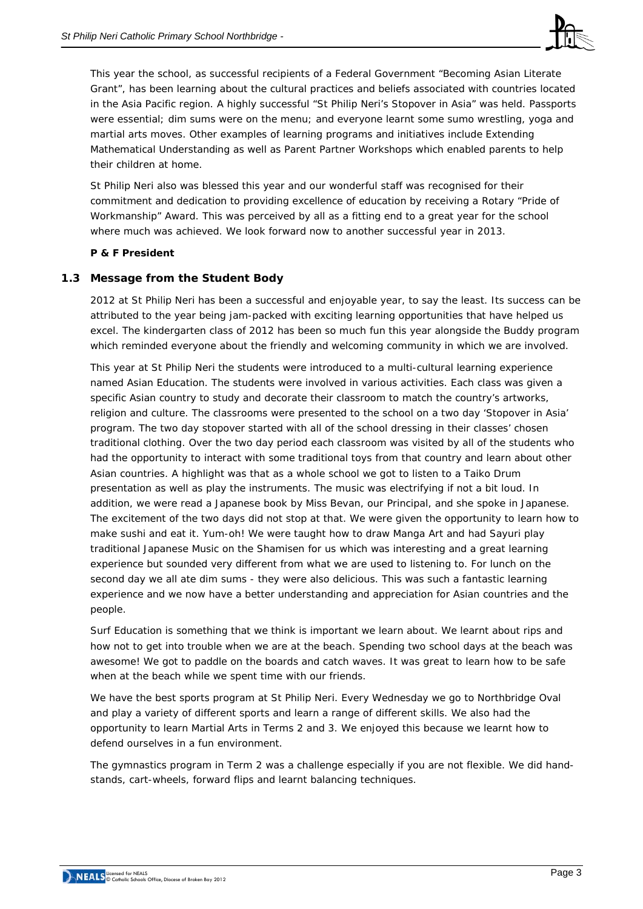This year the school, as successful recipients of a Federal Government "Becoming Asian Literate Grant", has been learning about the cultural practices and beliefs associated with countries located in the Asia Pacific region. A highly successful "St Philip Neri's Stopover in Asia" was held. Passports were essential; dim sums were on the menu; and everyone learnt some sumo wrestling, yoga and martial arts moves. Other examples of learning programs and initiatives include Extending Mathematical Understanding as well as Parent Partner Workshops which enabled parents to help their children at home.

St Philip Neri also was blessed this year and our wonderful staff was recognised for their commitment and dedication to providing excellence of education by receiving a Rotary "Pride of Workmanship" Award. This was perceived by all as a fitting end to a great year for the school where much was achieved. We look forward now to another successful year in 2013.

**P & F President**

## 1.3 Message from the Student Body

2012 at St Philip Neri has been a successful and enjoyable year, to say the least. Its success can be attributed to the year being jam-packed with exciting learning opportunities that have helped us excel. The kindergarten class of 2012 has been so much fun this year alongside the Buddy program which reminded everyone about the friendly and welcoming community in which we are involved.

This year at St Philip Neri the students were introduced to a multi-cultural learning experience named Asian Education. The students were involved in various activities. Each class was given a specific Asian country to study and decorate their classroom to match the country's artworks, religion and culture. The classrooms were presented to the school on a two day 'Stopover in Asia' program. The two day stopover started with all of the school dressing in their classes' chosen traditional clothing. Over the two day period each classroom was visited by all of the students who had the opportunity to interact with some traditional toys from that country and learn about other Asian countries. A highlight was that as a whole school we got to listen to a Taiko Drum presentation as well as play the instruments. The music was electrifying if not a bit loud. In addition, we were read a Japanese book by Miss Bevan, our Principal, and she spoke in Japanese. The excitement of the two days did not stop at that. We were given the opportunity to learn how to make sushi and eat it. Yum-oh! We were taught how to draw Manga Art and had Sayuri play traditional Japanese Music on the Shamisen for us which was interesting and a great learning experience but sounded very different from what we are used to listening to. For lunch on the second day we all ate dim sums - they were also delicious. This was such a fantastic learning experience and we now have a better understanding and appreciation for Asian countries and the people.

Surf Education is something that we think is important we learn about. We learnt about rips and how not to get into trouble when we are at the beach. Spending two school days at the beach was awesome! We got to paddle on the boards and catch waves. It was great to learn how to be safe when at the beach while we spent time with our friends.

We have the best sports program at St Philip Neri. Every Wednesday we go to Northbridge Oval and play a variety of different sports and learn a range of different skills. We also had the opportunity to learn Martial Arts in Terms 2 and 3. We enjoyed this because we learnt how to defend ourselves in a fun environment.

The gymnastics program in Term 2 was a challenge especially if you are not flexible. We did hand-stands, cart-wheels, forward flips and learnt balancing techniques.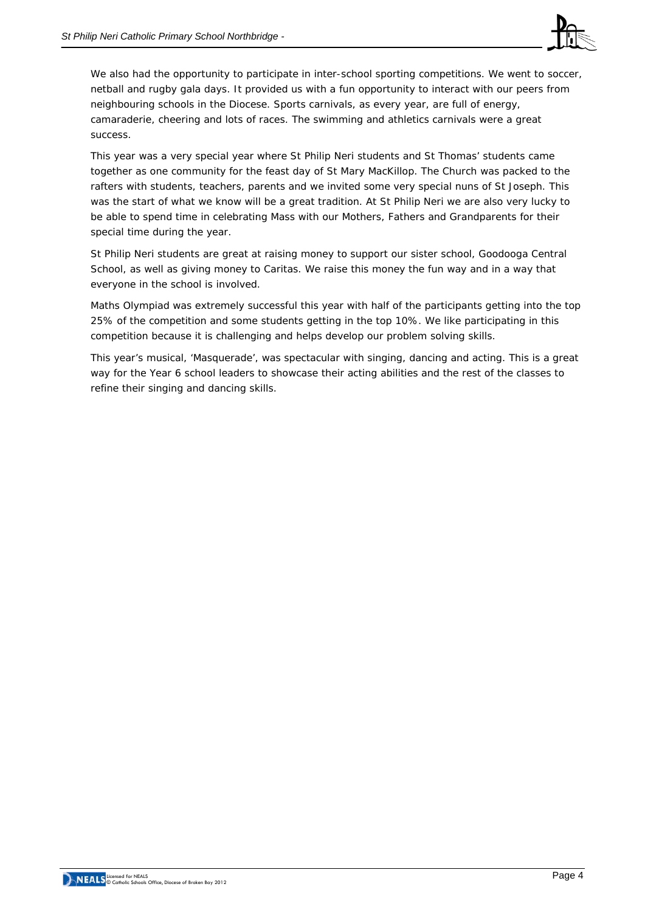We also had the opportunity to participate in inter-school sporting competitions. We went to soccer, netball and rugby gala days. It provided us with a fun opportunity to interact with our peers from neighbouring schools in the Diocese. Sports carnivals, as every year, are full of energy, camaraderie, cheering and lots of races. The swimming and athletics carnivals were a great success.

This year was a very special year where St Philip Neri students and St Thomas' students came together as one community for the feast day of St Mary MacKillop. The Church was packed to the rafters with students, teachers, parents and we invited some very special nuns of St Joseph. This was the start of what we know will be a great tradition. At St Philip Neri we are also very lucky to be able to spend time in celebrating Mass with our Mothers, Fathers and Grandparents for their special time during the year.

St Philip Neri students are great at raising money to support our sister school, Goodooga Central School, as well as giving money to Caritas. We raise this money the fun way and in a way that everyone in the school is involved.

Maths Olympiad was extremely successful this year with half of the participants getting into the top 25% of the competition and some students getting in the top 10%. We like participating in this competition because it is challenging and helps develop our problem solving skills.

This year's musical, 'Masquerade', was spectacular with singing, dancing and acting. This is a great way for the Year 6 school leaders to showcase their acting abilities and the rest of the classes to refine their singing and dancing skills.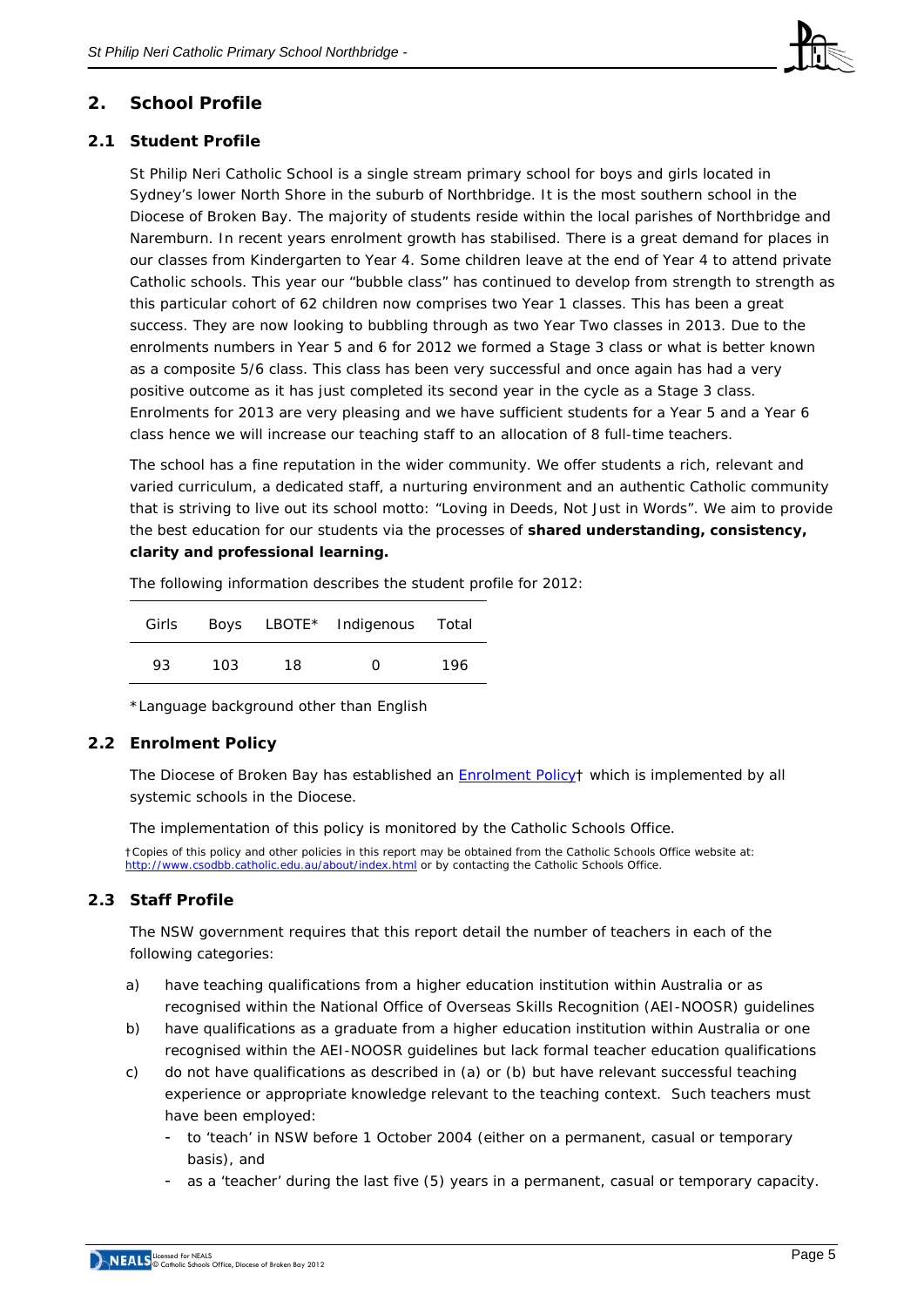## 2. School Profile

### 2.1 Student Profile

St Philip Neri Catholic School is a single stream primary school for boys and girls located in Sydney's lower North Shore in the suburb of Northbridge. It is the most southern school in the Diocese of Broken Bay. The majority of students reside within the local parishes of Northbridge and Naremburn. In recent years enrolment growth has stabilised. There is a great demand for places in our classes from Kindergarten to Year 4. Some children leave at the end of Year 4 to attend private Catholic schools. This year our "bubble class" has continued to develop from strength to strength as this particular cohort of 62 children now comprises two Year 1 classes. This has been a great success. They are now looking to bubbling through as two Year Two classes in 2013. Due to the enrolments numbers in Year 5 and 6 for 2012 we formed a Stage 3 class or what is better known as a composite 5/6 class. This class has been very successful and once again has had a very positive outcome as it has just completed its second year in the cycle as a Stage 3 class. Enrolments for 2013 are very pleasing and we have sufficient students for a Year 5 and a Year 6 class hence we will increase our teaching staff to an allocation of 8 full-time teachers.

The school has a fine reputation in the wider community. We offer students a rich, relevant and varied curriculum, a dedicated staff, a nurturing environment and an authentic Catholic community that is striving to live out its school motto: "Loving in Deeds, Not Just in Words". We aim to provide the best education for our students via the processes of **shared understanding, consistency, clarity and professional learning.**

The following information describes the student profile for 2012:

| Girls | Boys | LBOTE* | Indigenous | Total |
|---|---|---|---|---|
| 93 | 103 | 18 | 0 | 196 |

*Language background other than English

### 2.2 Enrolment Policy

The Diocese of Broken Bay has established an Enrolment Policy† which is implemented by all systemic schools in the Diocese.

The implementation of this policy is monitored by the Catholic Schools Office.

†Copies of this policy and other policies in this report may be obtained from the Catholic Schools Office website at: http://www.csodbb.catholic.edu.au/about/index.html or by contacting the Catholic Schools Office.

### 2.3 Staff Profile

The NSW government requires that this report detail the number of teachers in each of the following categories:

a) have teaching qualifications from a higher education institution within Australia or as recognised within the National Office of Overseas Skills Recognition (AEI-NOOSR) guidelines
b) have qualifications as a graduate from a higher education institution within Australia or one recognised within the AEI-NOOSR guidelines but lack formal teacher education qualifications
c) do not have qualifications as described in (a) or (b) but have relevant successful teaching experience or appropriate knowledge relevant to the teaching context. Such teachers must have been employed:
   - to 'teach' in NSW before 1 October 2004 (either on a permanent, casual or temporary basis), and
   - as a 'teacher' during the last five (5) years in a permanent, casual or temporary capacity.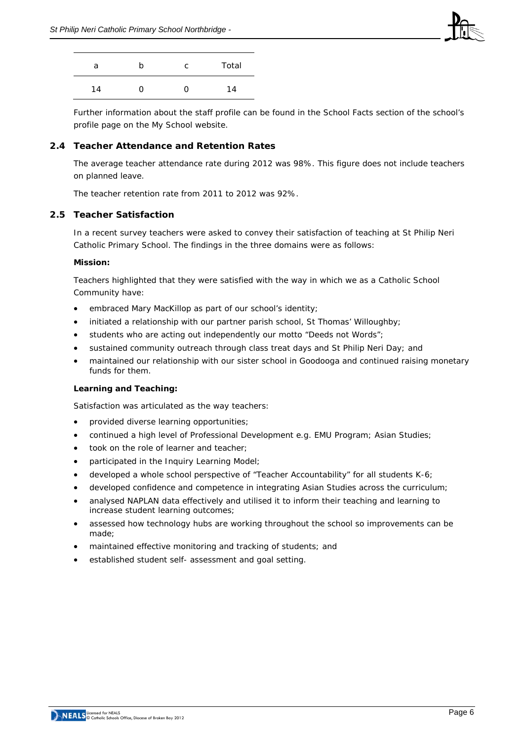| a | b | c | Total |
|---|---|---|---|
| 14 | 0 | 0 | 14 |

Further information about the staff profile can be found in the School Facts section of the school's profile page on the My School website.

## 2.4 Teacher Attendance and Retention Rates

The average teacher attendance rate during 2012 was 98%. This figure does not include teachers on planned leave.

The teacher retention rate from 2011 to 2012 was 92%.

## 2.5 Teacher Satisfaction

In a recent survey teachers were asked to convey their satisfaction of teaching at St Philip Neri Catholic Primary School. The findings in the three domains were as follows:

**Mission:**

Teachers highlighted that they were satisfied with the way in which we as a Catholic School Community have:

- embraced Mary MacKillop as part of our school's identity;
- initiated a relationship with our partner parish school, St Thomas' Willoughby;
- students who are acting out independently our motto "Deeds not Words";
- sustained community outreach through class treat days and St Philip Neri Day; and
- maintained our relationship with our sister school in Goodooga and continued raising monetary funds for them.

**Learning and Teaching:**

Satisfaction was articulated as the way teachers:

- provided diverse learning opportunities;
- continued a high level of Professional Development e.g. EMU Program; Asian Studies;
- took on the role of learner and teacher;
- participated in the Inquiry Learning Model;
- developed a whole school perspective of "Teacher Accountability" for all students K-6;
- developed confidence and competence in integrating Asian Studies across the curriculum;
- analysed NAPLAN data effectively and utilised it to inform their teaching and learning to increase student learning outcomes;
- assessed how technology hubs are working throughout the school so improvements can be made;
- maintained effective monitoring and tracking of students; and
- established student self- assessment and goal setting.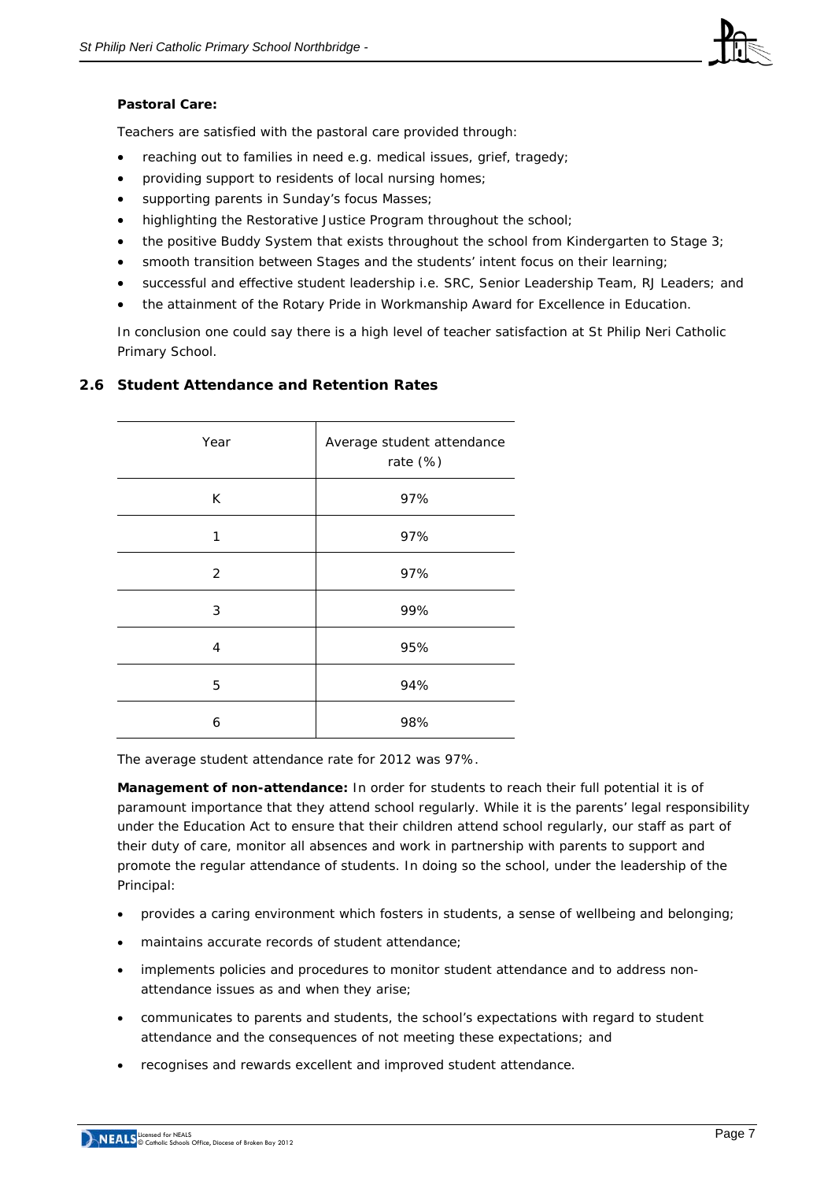**Pastoral Care:**

Teachers are satisfied with the pastoral care provided through:

- reaching out to families in need e.g. medical issues, grief, tragedy;
- providing support to residents of local nursing homes;
- supporting parents in Sunday's focus Masses;
- highlighting the Restorative Justice Program throughout the school;
- the positive Buddy System that exists throughout the school from Kindergarten to Stage 3;
- smooth transition between Stages and the students' intent focus on their learning;
- successful and effective student leadership i.e. SRC, Senior Leadership Team, RJ Leaders; and
- the attainment of the Rotary Pride in Workmanship Award for Excellence in Education.

In conclusion one could say there is a high level of teacher satisfaction at St Philip Neri Catholic Primary School.

## 2.6 Student Attendance and Retention Rates

| Year | Average student attendance rate (%) |
|---|---|
| K | 97% |
| 1 | 97% |
| 2 | 97% |
| 3 | 99% |
| 4 | 95% |
| 5 | 94% |
| 6 | 98% |

The average student attendance rate for 2012 was 97%.

**Management of non-attendance:** In order for students to reach their full potential it is of paramount importance that they attend school regularly. While it is the parents' legal responsibility under the Education Act to ensure that their children attend school regularly, our staff as part of their duty of care, monitor all absences and work in partnership with parents to support and promote the regular attendance of students. In doing so the school, under the leadership of the Principal:

- provides a caring environment which fosters in students, a sense of wellbeing and belonging;
- maintains accurate records of student attendance;
- implements policies and procedures to monitor student attendance and to address non-attendance issues as and when they arise;
- communicates to parents and students, the school's expectations with regard to student attendance and the consequences of not meeting these expectations; and
- recognises and rewards excellent and improved student attendance.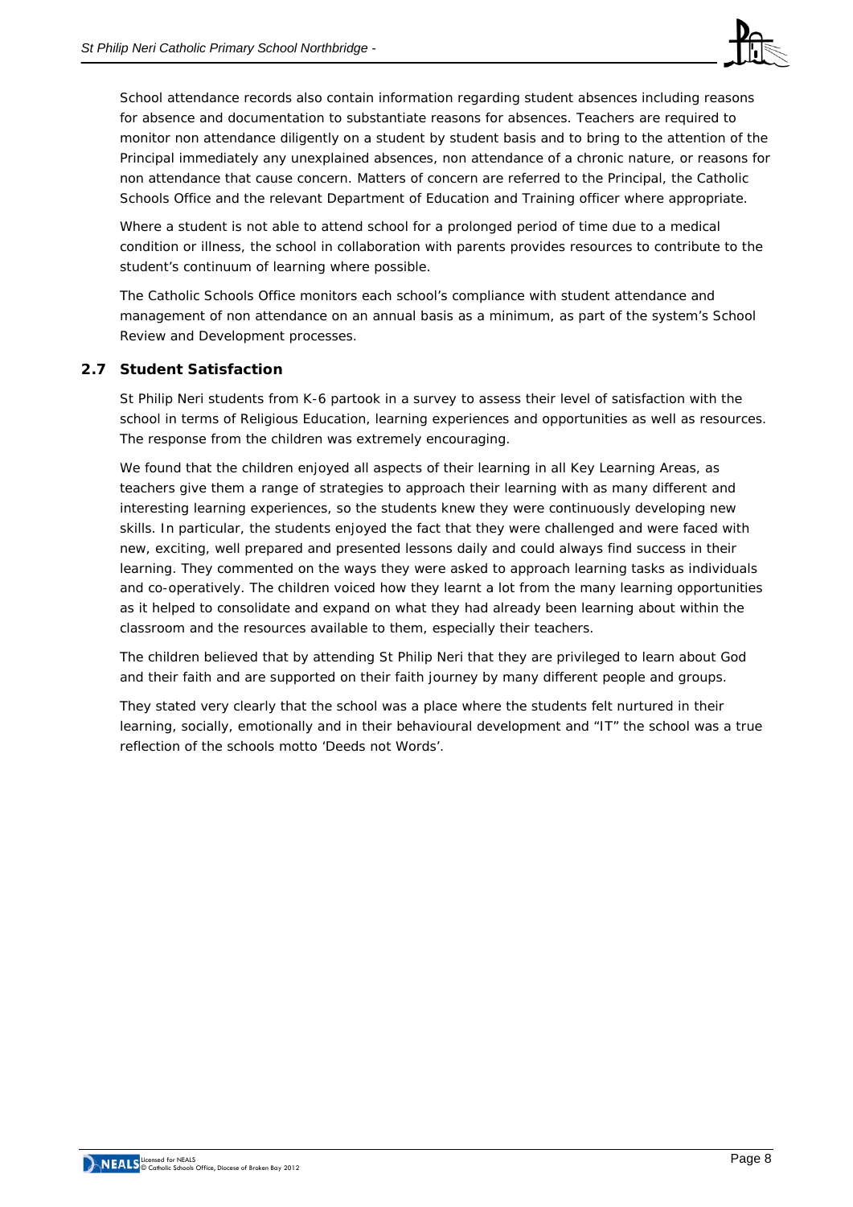School attendance records also contain information regarding student absences including reasons for absence and documentation to substantiate reasons for absences. Teachers are required to monitor non attendance diligently on a student by student basis and to bring to the attention of the Principal immediately any unexplained absences, non attendance of a chronic nature, or reasons for non attendance that cause concern. Matters of concern are referred to the Principal, the Catholic Schools Office and the relevant Department of Education and Training officer where appropriate.

Where a student is not able to attend school for a prolonged period of time due to a medical condition or illness, the school in collaboration with parents provides resources to contribute to the student's continuum of learning where possible.

The Catholic Schools Office monitors each school's compliance with student attendance and management of non attendance on an annual basis as a minimum, as part of the system's School Review and Development processes.

### 2.7 Student Satisfaction

St Philip Neri students from K-6 partook in a survey to assess their level of satisfaction with the school in terms of Religious Education, learning experiences and opportunities as well as resources. The response from the children was extremely encouraging.

We found that the children enjoyed all aspects of their learning in all Key Learning Areas, as teachers give them a range of strategies to approach their learning with as many different and interesting learning experiences, so the students knew they were continuously developing new skills. In particular, the students enjoyed the fact that they were challenged and were faced with new, exciting, well prepared and presented lessons daily and could always find success in their learning. They commented on the ways they were asked to approach learning tasks as individuals and co-operatively. The children voiced how they learnt a lot from the many learning opportunities as it helped to consolidate and expand on what they had already been learning about within the classroom and the resources available to them, especially their teachers.

The children believed that by attending St Philip Neri that they are privileged to learn about God and their faith and are supported on their faith journey by many different people and groups.

They stated very clearly that the school was a place where the students felt nurtured in their learning, socially, emotionally and in their behavioural development and "IT" the school was a true reflection of the schools motto 'Deeds not Words'.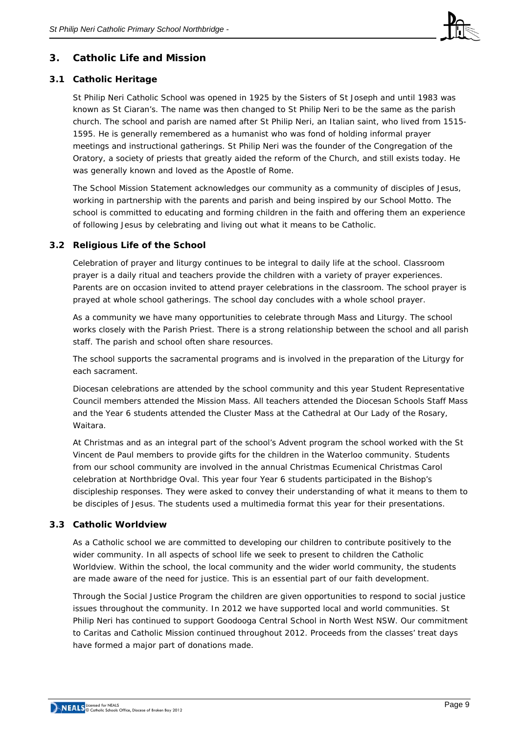## 3. Catholic Life and Mission

### 3.1 Catholic Heritage

St Philip Neri Catholic School was opened in 1925 by the Sisters of St Joseph and until 1983 was known as St Ciaran's. The name was then changed to St Philip Neri to be the same as the parish church. The school and parish are named after St Philip Neri, an Italian saint, who lived from 1515-1595. He is generally remembered as a humanist who was fond of holding informal prayer meetings and instructional gatherings. St Philip Neri was the founder of the Congregation of the Oratory, a society of priests that greatly aided the reform of the Church, and still exists today. He was generally known and loved as the Apostle of Rome.

The School Mission Statement acknowledges our community as a community of disciples of Jesus, working in partnership with the parents and parish and being inspired by our School Motto. The school is committed to educating and forming children in the faith and offering them an experience of following Jesus by celebrating and living out what it means to be Catholic.

### 3.2 Religious Life of the School

Celebration of prayer and liturgy continues to be integral to daily life at the school. Classroom prayer is a daily ritual and teachers provide the children with a variety of prayer experiences. Parents are on occasion invited to attend prayer celebrations in the classroom. The school prayer is prayed at whole school gatherings. The school day concludes with a whole school prayer.

As a community we have many opportunities to celebrate through Mass and Liturgy. The school works closely with the Parish Priest. There is a strong relationship between the school and all parish staff. The parish and school often share resources.

The school supports the sacramental programs and is involved in the preparation of the Liturgy for each sacrament.

Diocesan celebrations are attended by the school community and this year Student Representative Council members attended the Mission Mass. All teachers attended the Diocesan Schools Staff Mass and the Year 6 students attended the Cluster Mass at the Cathedral at Our Lady of the Rosary, Waitara.

At Christmas and as an integral part of the school's Advent program the school worked with the St Vincent de Paul members to provide gifts for the children in the Waterloo community. Students from our school community are involved in the annual Christmas Ecumenical Christmas Carol celebration at Northbridge Oval. This year four Year 6 students participated in the Bishop's discipleship responses. They were asked to convey their understanding of what it means to them to be disciples of Jesus. The students used a multimedia format this year for their presentations.

### 3.3 Catholic Worldview

As a Catholic school we are committed to developing our children to contribute positively to the wider community. In all aspects of school life we seek to present to children the Catholic Worldview. Within the school, the local community and the wider world community, the students are made aware of the need for justice. This is an essential part of our faith development.

Through the Social Justice Program the children are given opportunities to respond to social justice issues throughout the community. In 2012 we have supported local and world communities. St Philip Neri has continued to support Goodooga Central School in North West NSW. Our commitment to Caritas and Catholic Mission continued throughout 2012. Proceeds from the classes' treat days have formed a major part of donations made.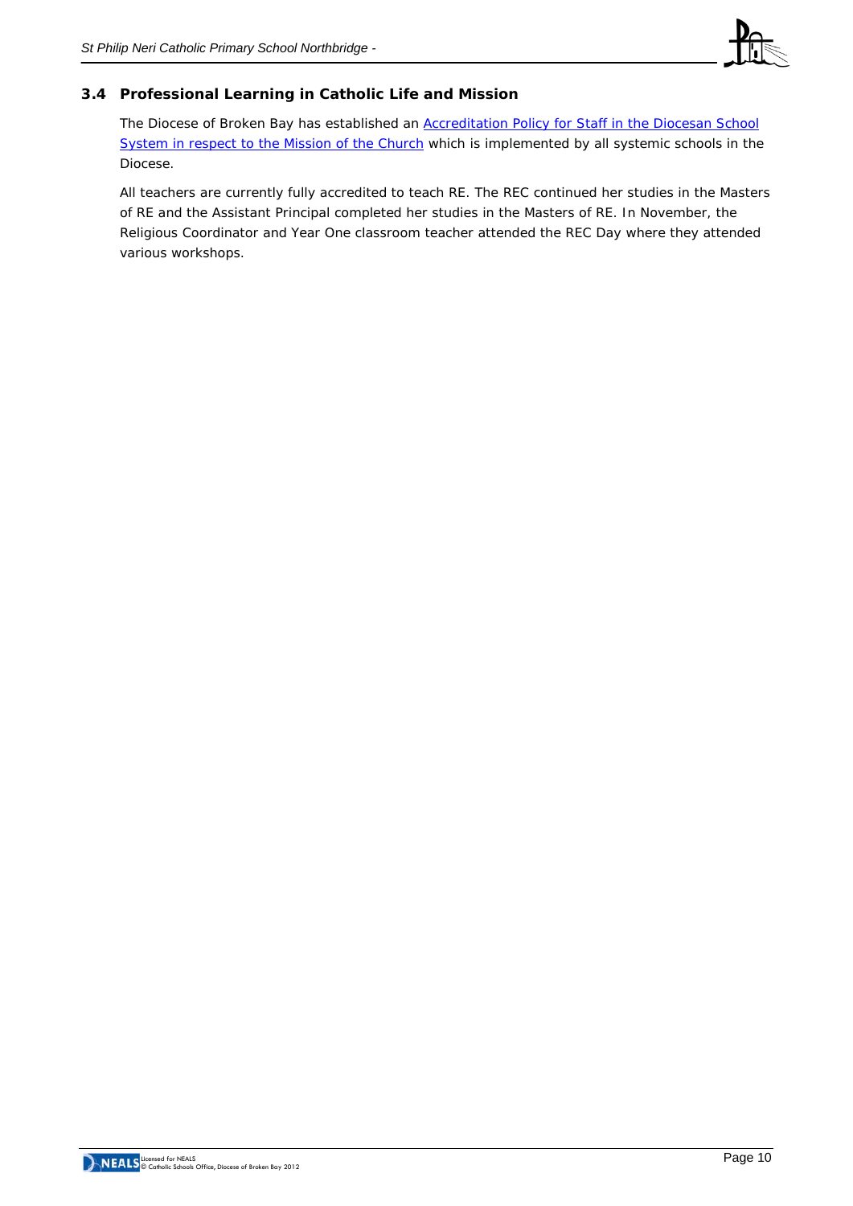### 3.4 Professional Learning in Catholic Life and Mission

The Diocese of Broken Bay has established an Accreditation Policy for Staff in the Diocesan School System in respect to the Mission of the Church which is implemented by all systemic schools in the Diocese.

All teachers are currently fully accredited to teach RE. The REC continued her studies in the Masters of RE and the Assistant Principal completed her studies in the Masters of RE. In November, the Religious Coordinator and Year One classroom teacher attended the REC Day where they attended various workshops.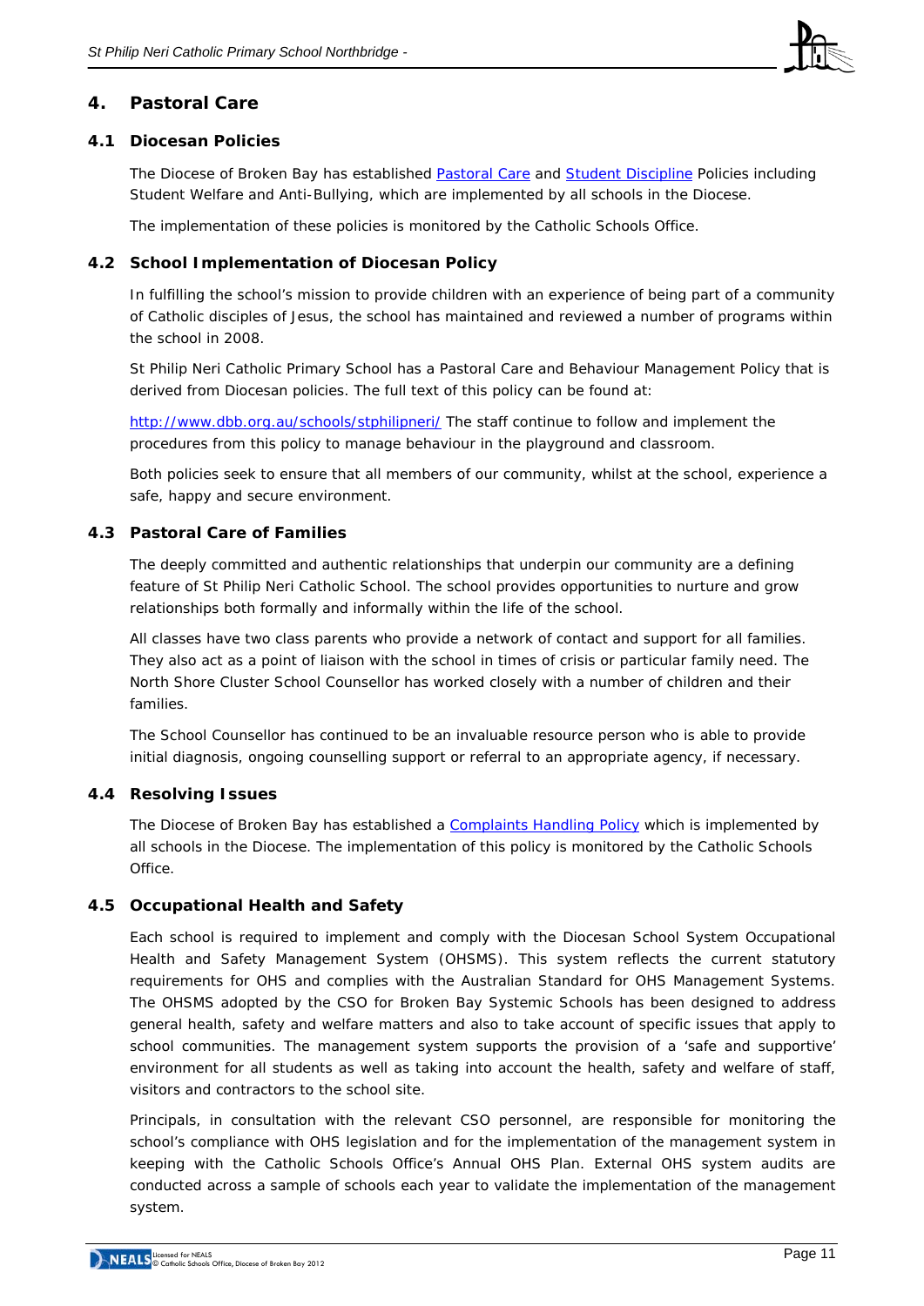## 4. Pastoral Care

### 4.1 Diocesan Policies

The Diocese of Broken Bay has established [Pastoral Care](#) and [Student Discipline](#) Policies including Student Welfare and Anti-Bullying, which are implemented by all schools in the Diocese.

The implementation of these policies is monitored by the Catholic Schools Office.

### 4.2 School Implementation of Diocesan Policy

In fulfilling the school's mission to provide children with an experience of being part of a community of Catholic disciples of Jesus, the school has maintained and reviewed a number of programs within the school in 2008.

St Philip Neri Catholic Primary School has a Pastoral Care and Behaviour Management Policy that is derived from Diocesan policies. The full text of this policy can be found at:

[http://www.dbb.org.au/schools/stphilipneri/](http://www.dbb.org.au/schools/stphilipneri/) The staff continue to follow and implement the procedures from this policy to manage behaviour in the playground and classroom.

Both policies seek to ensure that all members of our community, whilst at the school, experience a safe, happy and secure environment.

### 4.3 Pastoral Care of Families

The deeply committed and authentic relationships that underpin our community are a defining feature of St Philip Neri Catholic School. The school provides opportunities to nurture and grow relationships both formally and informally within the life of the school.

All classes have two class parents who provide a network of contact and support for all families. They also act as a point of liaison with the school in times of crisis or particular family need. The North Shore Cluster School Counsellor has worked closely with a number of children and their families.

The School Counsellor has continued to be an invaluable resource person who is able to provide initial diagnosis, ongoing counselling support or referral to an appropriate agency, if necessary.

### 4.4 Resolving Issues

The Diocese of Broken Bay has established a [Complaints Handling Policy](#) which is implemented by all schools in the Diocese. The implementation of this policy is monitored by the Catholic Schools Office.

### 4.5 Occupational Health and Safety

Each school is required to implement and comply with the Diocesan School System Occupational Health and Safety Management System (OHSMS). This system reflects the current statutory requirements for OHS and complies with the Australian Standard for OHS Management Systems. The OHSMS adopted by the CSO for Broken Bay Systemic Schools has been designed to address general health, safety and welfare matters and also to take account of specific issues that apply to school communities. The management system supports the provision of a 'safe and supportive' environment for all students as well as taking into account the health, safety and welfare of staff, visitors and contractors to the school site.

Principals, in consultation with the relevant CSO personnel, are responsible for monitoring the school's compliance with OHS legislation and for the implementation of the management system in keeping with the Catholic Schools Office's Annual OHS Plan. External OHS system audits are conducted across a sample of schools each year to validate the implementation of the management system.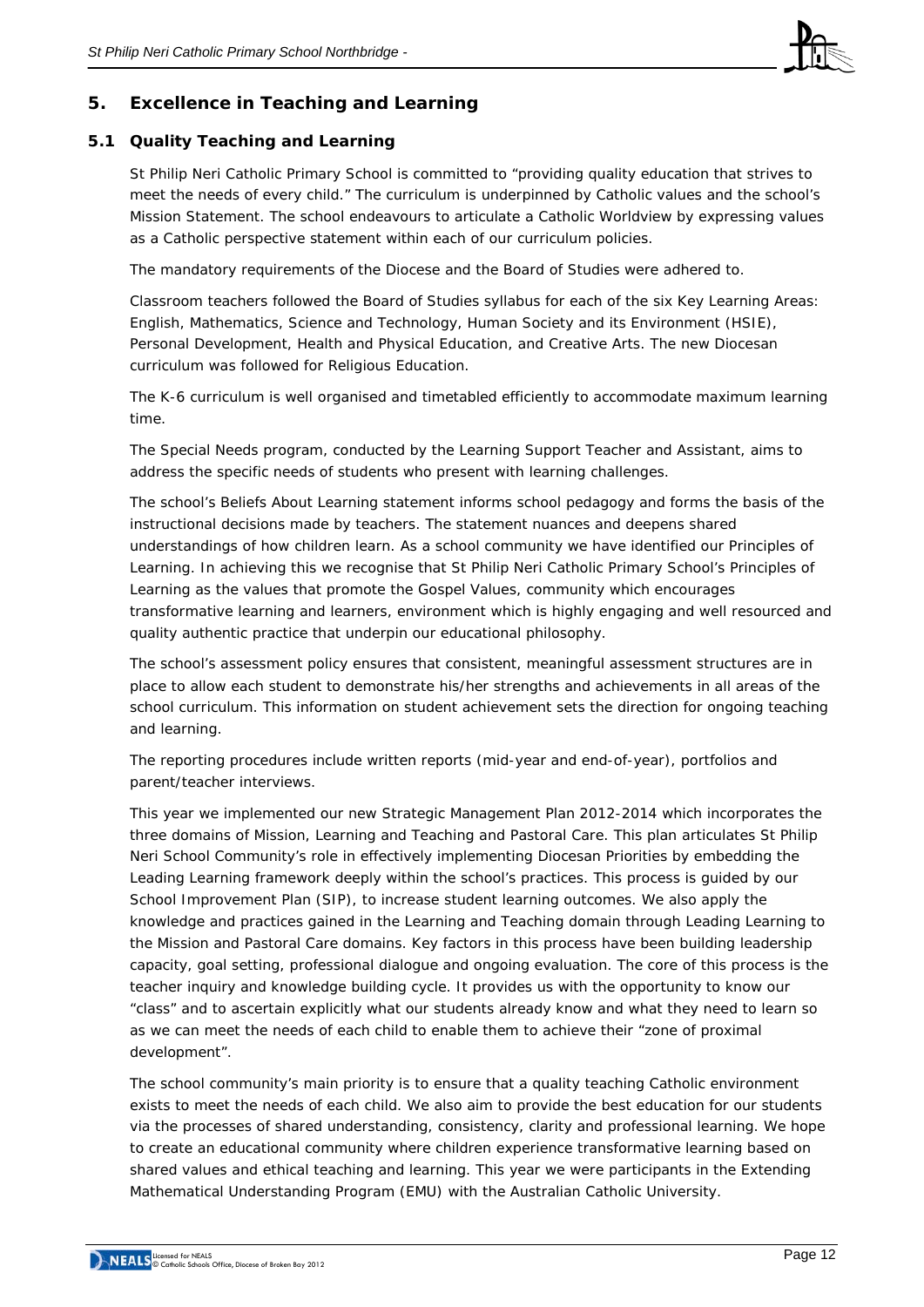## 5. Excellence in Teaching and Learning

### 5.1 Quality Teaching and Learning

St Philip Neri Catholic Primary School is committed to "providing quality education that strives to meet the needs of every child." The curriculum is underpinned by Catholic values and the school's Mission Statement. The school endeavours to articulate a Catholic Worldview by expressing values as a Catholic perspective statement within each of our curriculum policies.

The mandatory requirements of the Diocese and the Board of Studies were adhered to.

Classroom teachers followed the Board of Studies syllabus for each of the six Key Learning Areas: English, Mathematics, Science and Technology, Human Society and its Environment (HSIE), Personal Development, Health and Physical Education, and Creative Arts. The new Diocesan curriculum was followed for Religious Education.

The K-6 curriculum is well organised and timetabled efficiently to accommodate maximum learning time.

The Special Needs program, conducted by the Learning Support Teacher and Assistant, aims to address the specific needs of students who present with learning challenges.

The school's Beliefs About Learning statement informs school pedagogy and forms the basis of the instructional decisions made by teachers. The statement nuances and deepens shared understandings of how children learn. As a school community we have identified our Principles of Learning. In achieving this we recognise that St Philip Neri Catholic Primary School's Principles of Learning as the values that promote the Gospel Values, community which encourages transformative learning and learners, environment which is highly engaging and well resourced and quality authentic practice that underpin our educational philosophy.

The school's assessment policy ensures that consistent, meaningful assessment structures are in place to allow each student to demonstrate his/her strengths and achievements in all areas of the school curriculum. This information on student achievement sets the direction for ongoing teaching and learning.

The reporting procedures include written reports (mid-year and end-of-year), portfolios and parent/teacher interviews.

This year we implemented our new Strategic Management Plan 2012-2014 which incorporates the three domains of Mission, Learning and Teaching and Pastoral Care. This plan articulates St Philip Neri School Community's role in effectively implementing Diocesan Priorities by embedding the Leading Learning framework deeply within the school's practices. This process is guided by our School Improvement Plan (SIP), to increase student learning outcomes. We also apply the knowledge and practices gained in the Learning and Teaching domain through Leading Learning to the Mission and Pastoral Care domains. Key factors in this process have been building leadership capacity, goal setting, professional dialogue and ongoing evaluation. The core of this process is the teacher inquiry and knowledge building cycle. It provides us with the opportunity to know our "class" and to ascertain explicitly what our students already know and what they need to learn so as we can meet the needs of each child to enable them to achieve their "zone of proximal development".

The school community's main priority is to ensure that a quality teaching Catholic environment exists to meet the needs of each child. We also aim to provide the best education for our students via the processes of shared understanding, consistency, clarity and professional learning. We hope to create an educational community where children experience transformative learning based on shared values and ethical teaching and learning. This year we were participants in the Extending Mathematical Understanding Program (EMU) with the Australian Catholic University.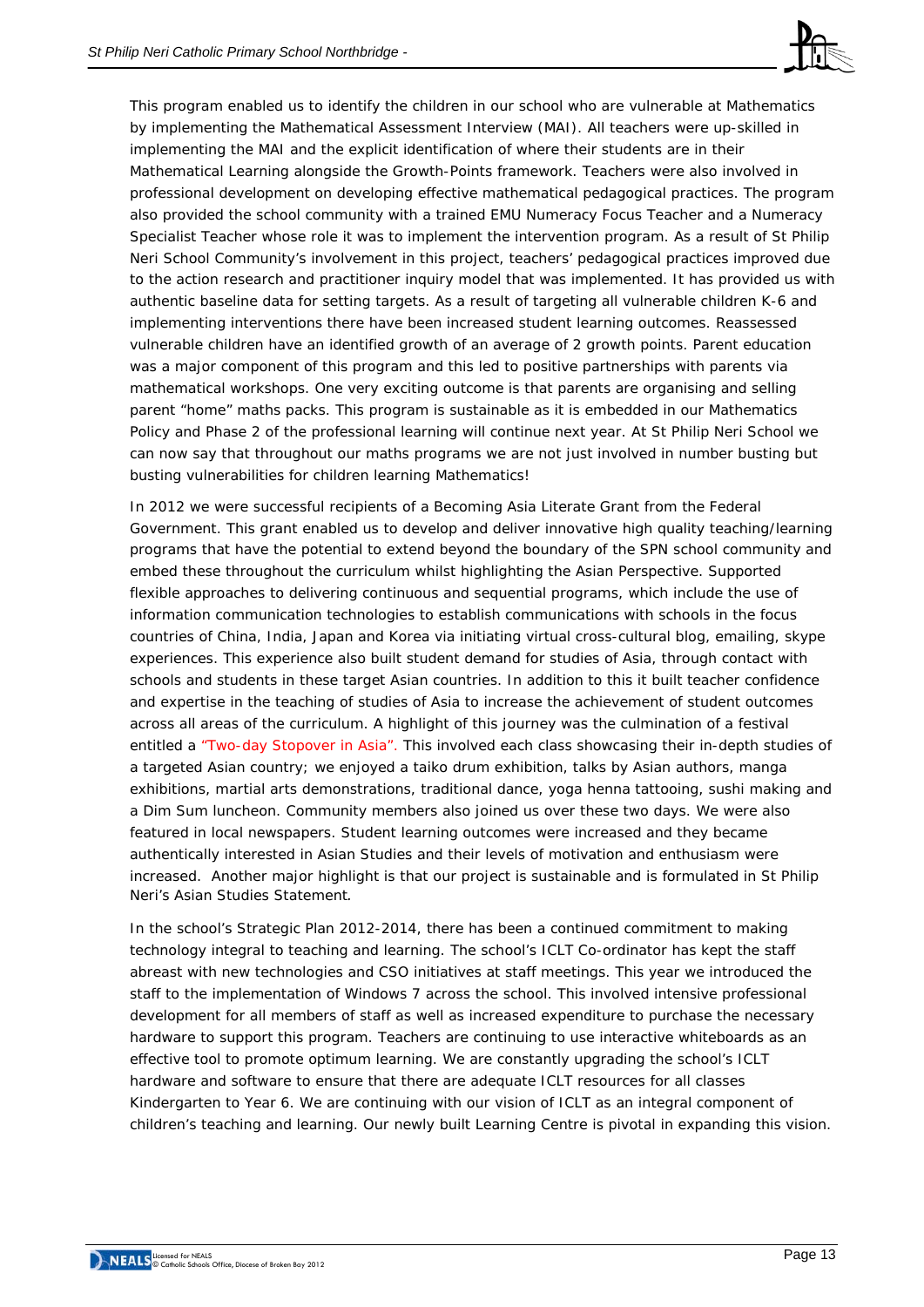This program enabled us to identify the children in our school who are vulnerable at Mathematics by implementing the Mathematical Assessment Interview (MAI). All teachers were up-skilled in implementing the MAI and the explicit identification of where their students are in their Mathematical Learning alongside the Growth-Points framework. Teachers were also involved in professional development on developing effective mathematical pedagogical practices. The program also provided the school community with a trained EMU Numeracy Focus Teacher and a Numeracy Specialist Teacher whose role it was to implement the intervention program. As a result of St Philip Neri School Community's involvement in this project, teachers' pedagogical practices improved due to the action research and practitioner inquiry model that was implemented. It has provided us with authentic baseline data for setting targets. As a result of targeting all vulnerable children K-6 and implementing interventions there have been increased student learning outcomes. Reassessed vulnerable children have an identified growth of an average of 2 growth points. Parent education was a major component of this program and this led to positive partnerships with parents via mathematical workshops. One very exciting outcome is that parents are organising and selling parent "home" maths packs. This program is sustainable as it is embedded in our Mathematics Policy and Phase 2 of the professional learning will continue next year. At St Philip Neri School we can now say that throughout our maths programs we are not just involved in number busting but busting vulnerabilities for children learning Mathematics!

In 2012 we were successful recipients of a Becoming Asia Literate Grant from the Federal Government. This grant enabled us to develop and deliver innovative high quality teaching/learning programs that have the potential to extend beyond the boundary of the SPN school community and embed these throughout the curriculum whilst highlighting the Asian Perspective. Supported flexible approaches to delivering continuous and sequential programs, which include the use of information communication technologies to establish communications with schools in the focus countries of China, India, Japan and Korea via initiating virtual cross-cultural blog, emailing, skype experiences. This experience also built student demand for studies of Asia, through contact with schools and students in these target Asian countries. In addition to this it built teacher confidence and expertise in the teaching of studies of Asia to increase the achievement of student outcomes across all areas of the curriculum. A highlight of this journey was the culmination of a festival entitled a "Two-day Stopover in Asia". This involved each class showcasing their in-depth studies of a targeted Asian country; we enjoyed a taiko drum exhibition, talks by Asian authors, manga exhibitions, martial arts demonstrations, traditional dance, yoga henna tattooing, sushi making and a Dim Sum luncheon. Community members also joined us over these two days. We were also featured in local newspapers. Student learning outcomes were increased and they became authentically interested in Asian Studies and their levels of motivation and enthusiasm were increased. Another major highlight is that our project is sustainable and is formulated in St Philip Neri's Asian Studies Statement.

In the school's Strategic Plan 2012-2014, there has been a continued commitment to making technology integral to teaching and learning. The school's ICLT Co-ordinator has kept the staff abreast with new technologies and CSO initiatives at staff meetings. This year we introduced the staff to the implementation of Windows 7 across the school. This involved intensive professional development for all members of staff as well as increased expenditure to purchase the necessary hardware to support this program. Teachers are continuing to use interactive whiteboards as an effective tool to promote optimum learning. We are constantly upgrading the school's ICLT hardware and software to ensure that there are adequate ICLT resources for all classes Kindergarten to Year 6. We are continuing with our vision of ICLT as an integral component of children's teaching and learning. Our newly built Learning Centre is pivotal in expanding this vision.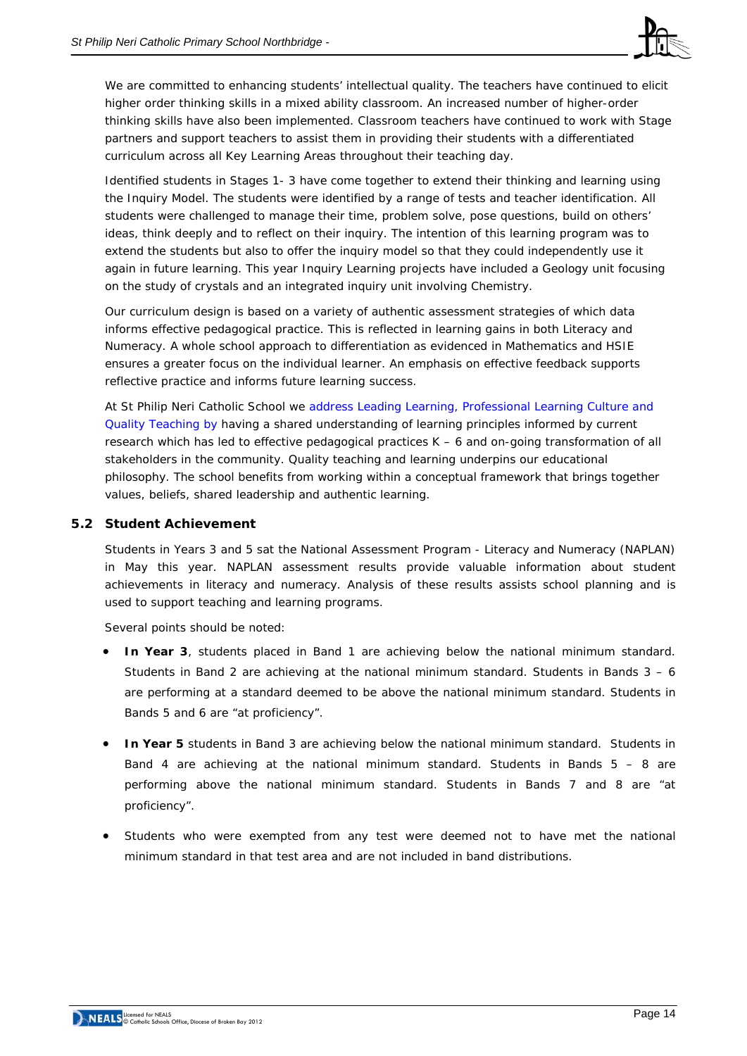We are committed to enhancing students' intellectual quality. The teachers have continued to elicit higher order thinking skills in a mixed ability classroom. An increased number of higher-order thinking skills have also been implemented. Classroom teachers have continued to work with Stage partners and support teachers to assist them in providing their students with a differentiated curriculum across all Key Learning Areas throughout their teaching day.

Identified students in Stages 1- 3 have come together to extend their thinking and learning using the Inquiry Model. The students were identified by a range of tests and teacher identification. All students were challenged to manage their time, problem solve, pose questions, build on others' ideas, think deeply and to reflect on their inquiry. The intention of this learning program was to extend the students but also to offer the inquiry model so that they could independently use it again in future learning. This year Inquiry Learning projects have included a Geology unit focusing on the study of crystals and an integrated inquiry unit involving Chemistry.

Our curriculum design is based on a variety of authentic assessment strategies of which data informs effective pedagogical practice. This is reflected in learning gains in both Literacy and Numeracy. A whole school approach to differentiation as evidenced in Mathematics and HSIE ensures a greater focus on the individual learner. An emphasis on effective feedback supports reflective practice and informs future learning success.

At St Philip Neri Catholic School we address Leading Learning, Professional Learning Culture and Quality Teaching by having a shared understanding of learning principles informed by current research which has led to effective pedagogical practices K – 6 and on-going transformation of all stakeholders in the community. Quality teaching and learning underpins our educational philosophy. The school benefits from working within a conceptual framework that brings together values, beliefs, shared leadership and authentic learning.

## 5.2 Student Achievement

Students in Years 3 and 5 sat the National Assessment Program - Literacy and Numeracy (NAPLAN) in May this year. NAPLAN assessment results provide valuable information about student achievements in literacy and numeracy. Analysis of these results assists school planning and is used to support teaching and learning programs.

Several points should be noted:

- **In Year 3**, students placed in Band 1 are achieving below the national minimum standard. Students in Band 2 are achieving at the national minimum standard. Students in Bands 3 – 6 are performing at a standard deemed to be above the national minimum standard. Students in Bands 5 and 6 are "at proficiency".
- **In Year 5** students in Band 3 are achieving below the national minimum standard. Students in Band 4 are achieving at the national minimum standard. Students in Bands 5 – 8 are performing above the national minimum standard. Students in Bands 7 and 8 are "at proficiency".
- Students who were exempted from any test were deemed not to have met the national minimum standard in that test area and are not included in band distributions.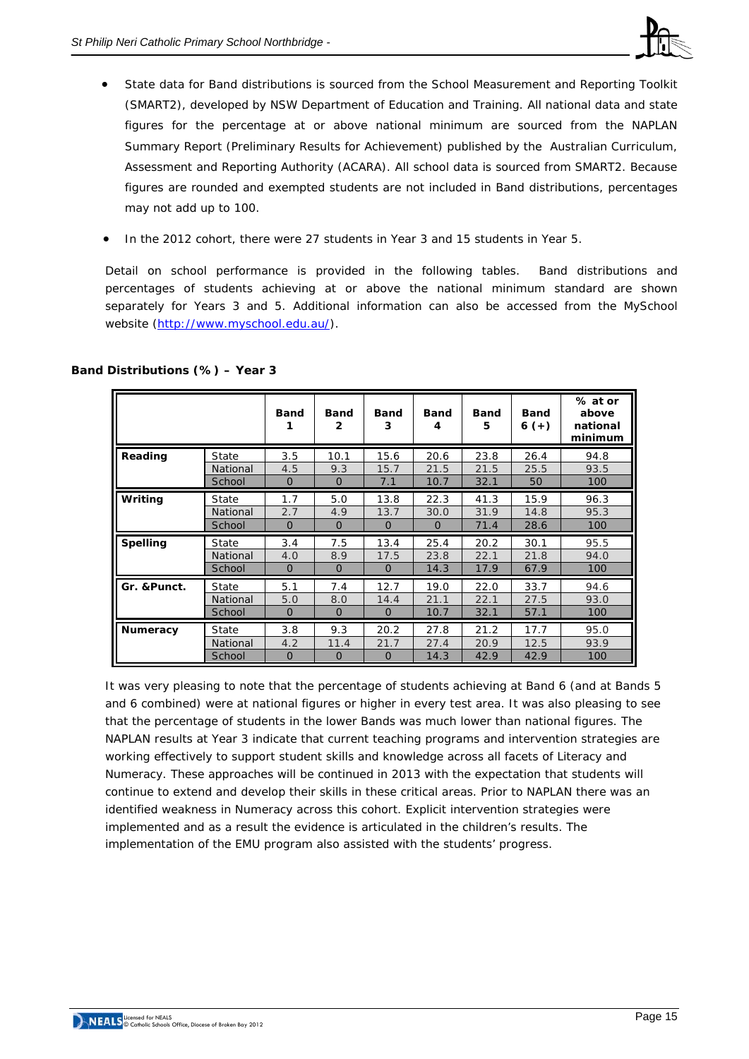- State data for Band distributions is sourced from the School Measurement and Reporting Toolkit (SMART2), developed by NSW Department of Education and Training. All national data and state figures for the percentage at or above national minimum are sourced from the NAPLAN Summary Report (Preliminary Results for Achievement) published by the Australian Curriculum, Assessment and Reporting Authority (ACARA). All school data is sourced from SMART2. Because figures are rounded and exempted students are not included in Band distributions, percentages may not add up to 100.
- In the 2012 cohort, there were 27 students in Year 3 and 15 students in Year 5.

Detail on school performance is provided in the following tables. Band distributions and percentages of students achieving at or above the national minimum standard are shown separately for Years 3 and 5. Additional information can also be accessed from the MySchool website (http://www.myschool.edu.au/).

**Band Distributions (%) – Year 3**

| | | Band 1 | Band 2 | Band 3 | Band 4 | Band 5 | Band 6 (+) | % at or above national minimum |
|---|---|---|---|---|---|---|---|---|
| **Reading** | State | 3.5 | 10.1 | 15.6 | 20.6 | 23.8 | 26.4 | 94.8 |
| | National | 4.5 | 9.3 | 15.7 | 21.5 | 21.5 | 25.5 | 93.5 |
| | School | 0 | 0 | 7.1 | 10.7 | 32.1 | 50 | 100 |
| **Writing** | State | 1.7 | 5.0 | 13.8 | 22.3 | 41.3 | 15.9 | 96.3 |
| | National | 2.7 | 4.9 | 13.7 | 30.0 | 31.9 | 14.8 | 95.3 |
| | School | 0 | 0 | 0 | 0 | 71.4 | 28.6 | 100 |
| **Spelling** | State | 3.4 | 7.5 | 13.4 | 25.4 | 20.2 | 30.1 | 95.5 |
| | National | 4.0 | 8.9 | 17.5 | 23.8 | 22.1 | 21.8 | 94.0 |
| | School | 0 | 0 | 0 | 14.3 | 17.9 | 67.9 | 100 |
| **Gr. &Punct.** | State | 5.1 | 7.4 | 12.7 | 19.0 | 22.0 | 33.7 | 94.6 |
| | National | 5.0 | 8.0 | 14.4 | 21.1 | 22.1 | 27.5 | 93.0 |
| | School | 0 | 0 | 0 | 10.7 | 32.1 | 57.1 | 100 |
| **Numeracy** | State | 3.8 | 9.3 | 20.2 | 27.8 | 21.2 | 17.7 | 95.0 |
| | National | 4.2 | 11.4 | 21.7 | 27.4 | 20.9 | 12.5 | 93.9 |
| | School | 0 | 0 | 0 | 14.3 | 42.9 | 42.9 | 100 |

It was very pleasing to note that the percentage of students achieving at Band 6 (and at Bands 5 and 6 combined) were at national figures or higher in every test area. It was also pleasing to see that the percentage of students in the lower Bands was much lower than national figures. The NAPLAN results at Year 3 indicate that current teaching programs and intervention strategies are working effectively to support student skills and knowledge across all facets of Literacy and Numeracy. These approaches will be continued in 2013 with the expectation that students will continue to extend and develop their skills in these critical areas. Prior to NAPLAN there was an identified weakness in Numeracy across this cohort. Explicit intervention strategies were implemented and as a result the evidence is articulated in the children's results. The implementation of the EMU program also assisted with the students' progress.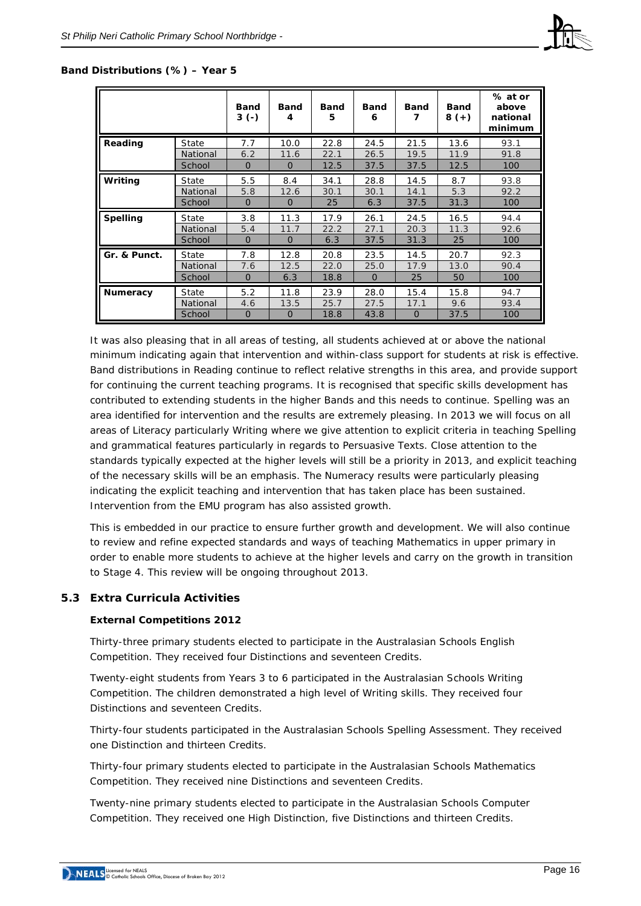**Band Distributions (%) – Year 5**

| | | Band 3 (-) | Band 4 | Band 5 | Band 6 | Band 7 | Band 8 (+) | % at or above national minimum |
|---|---|---|---|---|---|---|---|---|
| **Reading** | State | 7.7 | 10.0 | 22.8 | 24.5 | 21.5 | 13.6 | 93.1 |
| | National | 6.2 | 11.6 | 22.1 | 26.5 | 19.5 | 11.9 | 91.8 |
| | School | 0 | 0 | 12.5 | 37.5 | 37.5 | 12.5 | 100 |
| **Writing** | State | 5.5 | 8.4 | 34.1 | 28.8 | 14.5 | 8.7 | 93.8 |
| | National | 5.8 | 12.6 | 30.1 | 30.1 | 14.1 | 5.3 | 92.2 |
| | School | 0 | 0 | 25 | 6.3 | 37.5 | 31.3 | 100 |
| **Spelling** | State | 3.8 | 11.3 | 17.9 | 26.1 | 24.5 | 16.5 | 94.4 |
| | National | 5.4 | 11.7 | 22.2 | 27.1 | 20.3 | 11.3 | 92.6 |
| | School | 0 | 0 | 6.3 | 37.5 | 31.3 | 25 | 100 |
| **Gr. & Punct.** | State | 7.8 | 12.8 | 20.8 | 23.5 | 14.5 | 20.7 | 92.3 |
| | National | 7.6 | 12.5 | 22.0 | 25.0 | 17.9 | 13.0 | 90.4 |
| | School | 0 | 6.3 | 18.8 | 0 | 25 | 50 | 100 |
| **Numeracy** | State | 5.2 | 11.8 | 23.9 | 28.0 | 15.4 | 15.8 | 94.7 |
| | National | 4.6 | 13.5 | 25.7 | 27.5 | 17.1 | 9.6 | 93.4 |
| | School | 0 | 0 | 18.8 | 43.8 | 0 | 37.5 | 100 |

It was also pleasing that in all areas of testing, all students achieved at or above the national minimum indicating again that intervention and within-class support for students at risk is effective. Band distributions in Reading continue to reflect relative strengths in this area, and provide support for continuing the current teaching programs. It is recognised that specific skills development has contributed to extending students in the higher Bands and this needs to continue. Spelling was an area identified for intervention and the results are extremely pleasing. In 2013 we will focus on all areas of Literacy particularly Writing where we give attention to explicit criteria in teaching Spelling and grammatical features particularly in regards to Persuasive Texts. Close attention to the standards typically expected at the higher levels will still be a priority in 2013, and explicit teaching of the necessary skills will be an emphasis. The Numeracy results were particularly pleasing indicating the explicit teaching and intervention that has taken place has been sustained. Intervention from the EMU program has also assisted growth.

This is embedded in our practice to ensure further growth and development. We will also continue to review and refine expected standards and ways of teaching Mathematics in upper primary in order to enable more students to achieve at the higher levels and carry on the growth in transition to Stage 4. This review will be ongoing throughout 2013.

## 5.3 Extra Curricula Activities

**External Competitions 2012**

Thirty-three primary students elected to participate in the Australasian Schools English Competition. They received four Distinctions and seventeen Credits.

Twenty-eight students from Years 3 to 6 participated in the Australasian Schools Writing Competition. The children demonstrated a high level of Writing skills. They received four Distinctions and seventeen Credits.

Thirty-four students participated in the Australasian Schools Spelling Assessment. They received one Distinction and thirteen Credits.

Thirty-four primary students elected to participate in the Australasian Schools Mathematics Competition. They received nine Distinctions and seventeen Credits.

Twenty-nine primary students elected to participate in the Australasian Schools Computer Competition. They received one High Distinction, five Distinctions and thirteen Credits.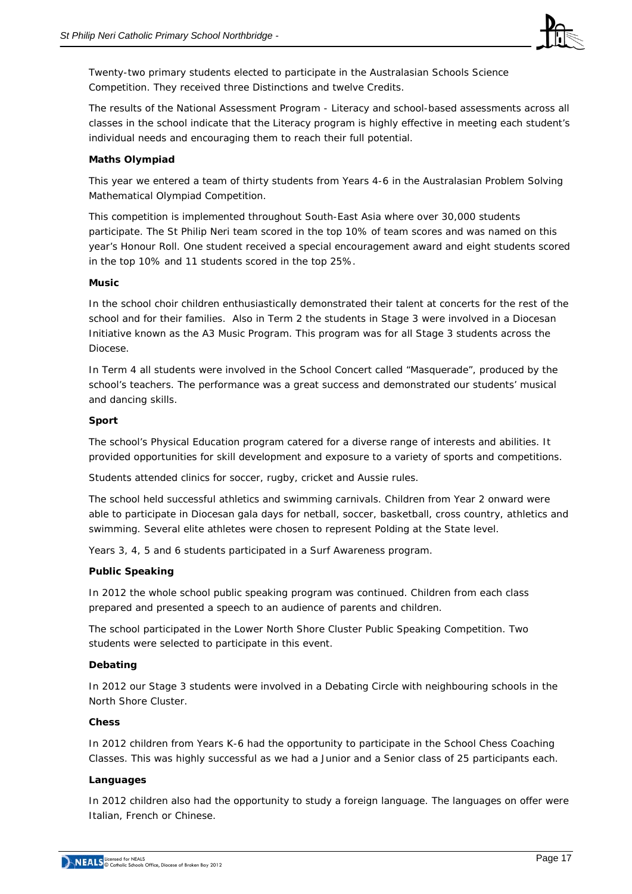Twenty-two primary students elected to participate in the Australasian Schools Science Competition. They received three Distinctions and twelve Credits.

The results of the National Assessment Program - Literacy and school-based assessments across all classes in the school indicate that the Literacy program is highly effective in meeting each student's individual needs and encouraging them to reach their full potential.

**Maths Olympiad**

This year we entered a team of thirty students from Years 4-6 in the Australasian Problem Solving Mathematical Olympiad Competition.

This competition is implemented throughout South-East Asia where over 30,000 students participate. The St Philip Neri team scored in the top 10% of team scores and was named on this year's Honour Roll. One student received a special encouragement award and eight students scored in the top 10% and 11 students scored in the top 25%.

**Music**

In the school choir children enthusiastically demonstrated their talent at concerts for the rest of the school and for their families. Also in Term 2 the students in Stage 3 were involved in a Diocesan Initiative known as the A3 Music Program. This program was for all Stage 3 students across the Diocese.

In Term 4 all students were involved in the School Concert called "Masquerade", produced by the school's teachers. The performance was a great success and demonstrated our students' musical and dancing skills.

**Sport**

The school's Physical Education program catered for a diverse range of interests and abilities. It provided opportunities for skill development and exposure to a variety of sports and competitions.

Students attended clinics for soccer, rugby, cricket and Aussie rules.

The school held successful athletics and swimming carnivals. Children from Year 2 onward were able to participate in Diocesan gala days for netball, soccer, basketball, cross country, athletics and swimming. Several elite athletes were chosen to represent Polding at the State level.

Years 3, 4, 5 and 6 students participated in a Surf Awareness program.

**Public Speaking**

In 2012 the whole school public speaking program was continued. Children from each class prepared and presented a speech to an audience of parents and children.

The school participated in the Lower North Shore Cluster Public Speaking Competition. Two students were selected to participate in this event.

**Debating**

In 2012 our Stage 3 students were involved in a Debating Circle with neighbouring schools in the North Shore Cluster.

**Chess**

In 2012 children from Years K-6 had the opportunity to participate in the School Chess Coaching Classes. This was highly successful as we had a Junior and a Senior class of 25 participants each.

**Languages**

In 2012 children also had the opportunity to study a foreign language. The languages on offer were Italian, French or Chinese.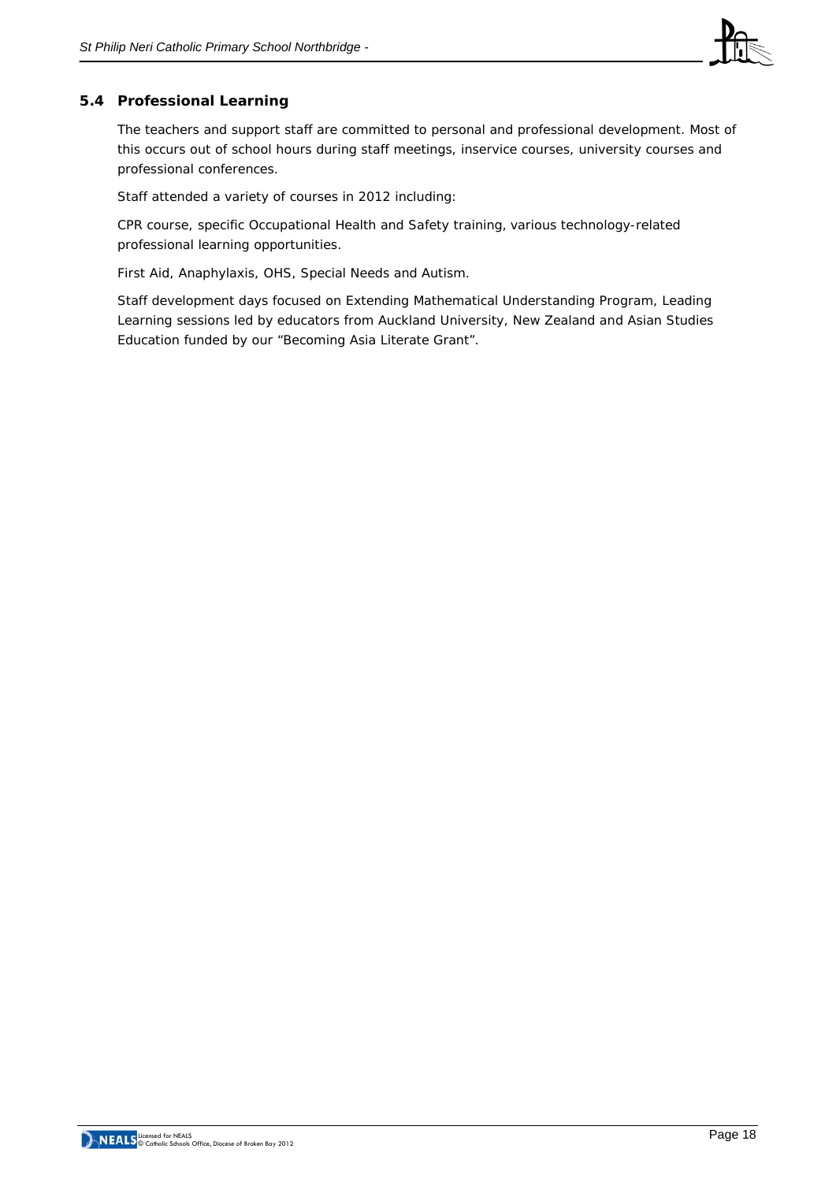### 5.4 Professional Learning

The teachers and support staff are committed to personal and professional development. Most of this occurs out of school hours during staff meetings, inservice courses, university courses and professional conferences.

Staff attended a variety of courses in 2012 including:

CPR course, specific Occupational Health and Safety training, various technology-related professional learning opportunities.

First Aid, Anaphylaxis, OHS, Special Needs and Autism.

Staff development days focused on Extending Mathematical Understanding Program, Leading Learning sessions led by educators from Auckland University, New Zealand and Asian Studies Education funded by our “Becoming Asia Literate Grant”.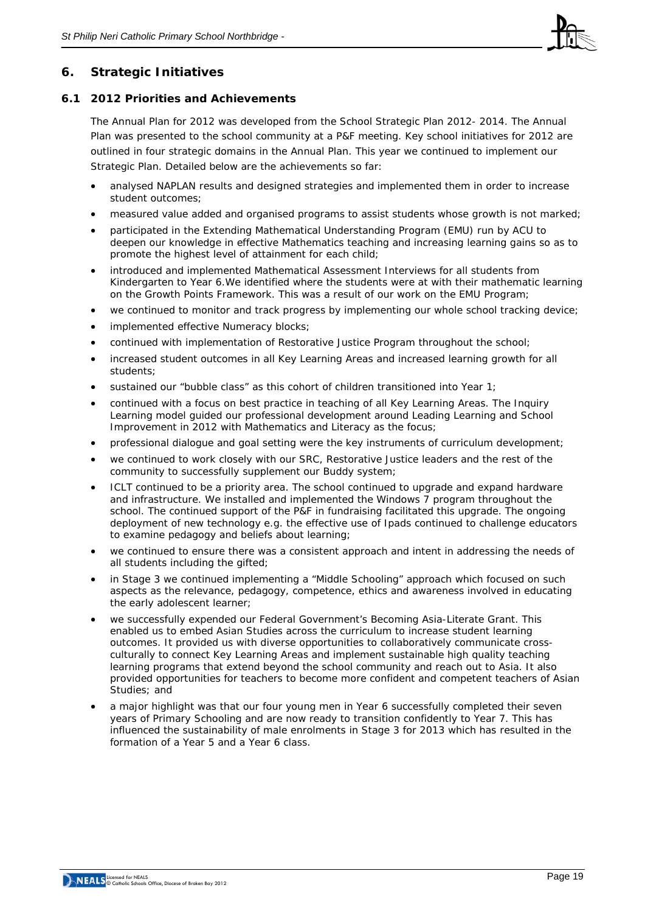## 6. Strategic Initiatives

### 6.1 2012 Priorities and Achievements

The Annual Plan for 2012 was developed from the School Strategic Plan 2012- 2014. The Annual Plan was presented to the school community at a P&F meeting. Key school initiatives for 2012 are outlined in four strategic domains in the Annual Plan. This year we continued to implement our Strategic Plan. Detailed below are the achievements so far:

- analysed NAPLAN results and designed strategies and implemented them in order to increase student outcomes;
- measured value added and organised programs to assist students whose growth is not marked;
- participated in the Extending Mathematical Understanding Program (EMU) run by ACU to deepen our knowledge in effective Mathematics teaching and increasing learning gains so as to promote the highest level of attainment for each child;
- introduced and implemented Mathematical Assessment Interviews for all students from Kindergarten to Year 6.We identified where the students were at with their mathematic learning on the Growth Points Framework. This was a result of our work on the EMU Program;
- we continued to monitor and track progress by implementing our whole school tracking device;
- implemented effective Numeracy blocks;
- continued with implementation of Restorative Justice Program throughout the school;
- increased student outcomes in all Key Learning Areas and increased learning growth for all students;
- sustained our "bubble class" as this cohort of children transitioned into Year 1;
- continued with a focus on best practice in teaching of all Key Learning Areas. The Inquiry Learning model guided our professional development around Leading Learning and School Improvement in 2012 with Mathematics and Literacy as the focus;
- professional dialogue and goal setting were the key instruments of curriculum development;
- we continued to work closely with our SRC, Restorative Justice leaders and the rest of the community to successfully supplement our Buddy system;
- ICLT continued to be a priority area. The school continued to upgrade and expand hardware and infrastructure. We installed and implemented the Windows 7 program throughout the school. The continued support of the P&F in fundraising facilitated this upgrade. The ongoing deployment of new technology e.g. the effective use of Ipads continued to challenge educators to examine pedagogy and beliefs about learning;
- we continued to ensure there was a consistent approach and intent in addressing the needs of all students including the gifted;
- in Stage 3 we continued implementing a "Middle Schooling" approach which focused on such aspects as the relevance, pedagogy, competence, ethics and awareness involved in educating the early adolescent learner;
- we successfully expended our Federal Government's Becoming Asia-Literate Grant. This enabled us to embed Asian Studies across the curriculum to increase student learning outcomes. It provided us with diverse opportunities to collaboratively communicate cross-culturally to connect Key Learning Areas and implement sustainable high quality teaching learning programs that extend beyond the school community and reach out to Asia. It also provided opportunities for teachers to become more confident and competent teachers of Asian Studies; and
- a major highlight was that our four young men in Year 6 successfully completed their seven years of Primary Schooling and are now ready to transition confidently to Year 7. This has influenced the sustainability of male enrolments in Stage 3 for 2013 which has resulted in the formation of a Year 5 and a Year 6 class.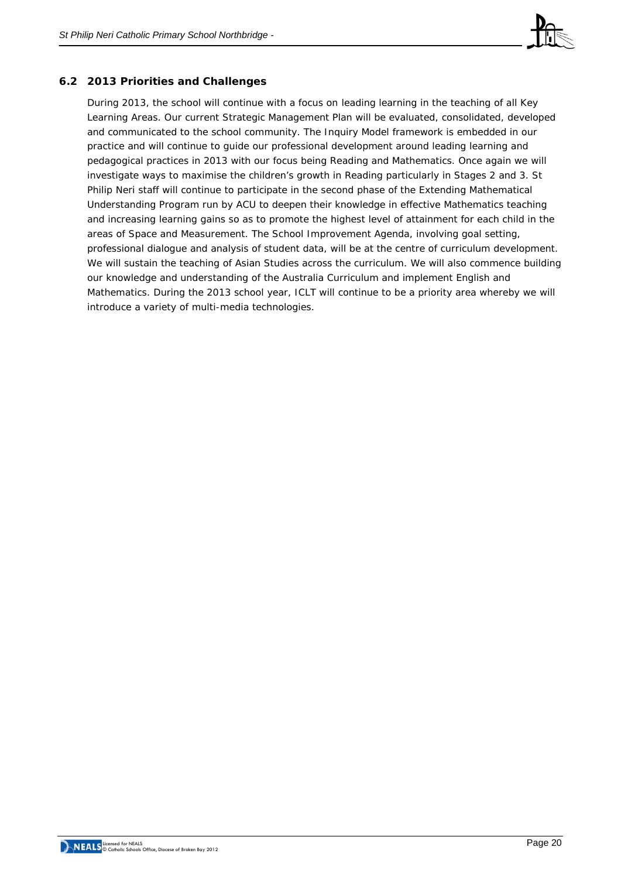## 6.2 2013 Priorities and Challenges

During 2013, the school will continue with a focus on leading learning in the teaching of all Key Learning Areas. Our current Strategic Management Plan will be evaluated, consolidated, developed and communicated to the school community. The Inquiry Model framework is embedded in our practice and will continue to guide our professional development around leading learning and pedagogical practices in 2013 with our focus being Reading and Mathematics. Once again we will investigate ways to maximise the children's growth in Reading particularly in Stages 2 and 3. St Philip Neri staff will continue to participate in the second phase of the Extending Mathematical Understanding Program run by ACU to deepen their knowledge in effective Mathematics teaching and increasing learning gains so as to promote the highest level of attainment for each child in the areas of Space and Measurement. The School Improvement Agenda, involving goal setting, professional dialogue and analysis of student data, will be at the centre of curriculum development. We will sustain the teaching of Asian Studies across the curriculum. We will also commence building our knowledge and understanding of the Australia Curriculum and implement English and Mathematics. During the 2013 school year, ICLT will continue to be a priority area whereby we will introduce a variety of multi-media technologies.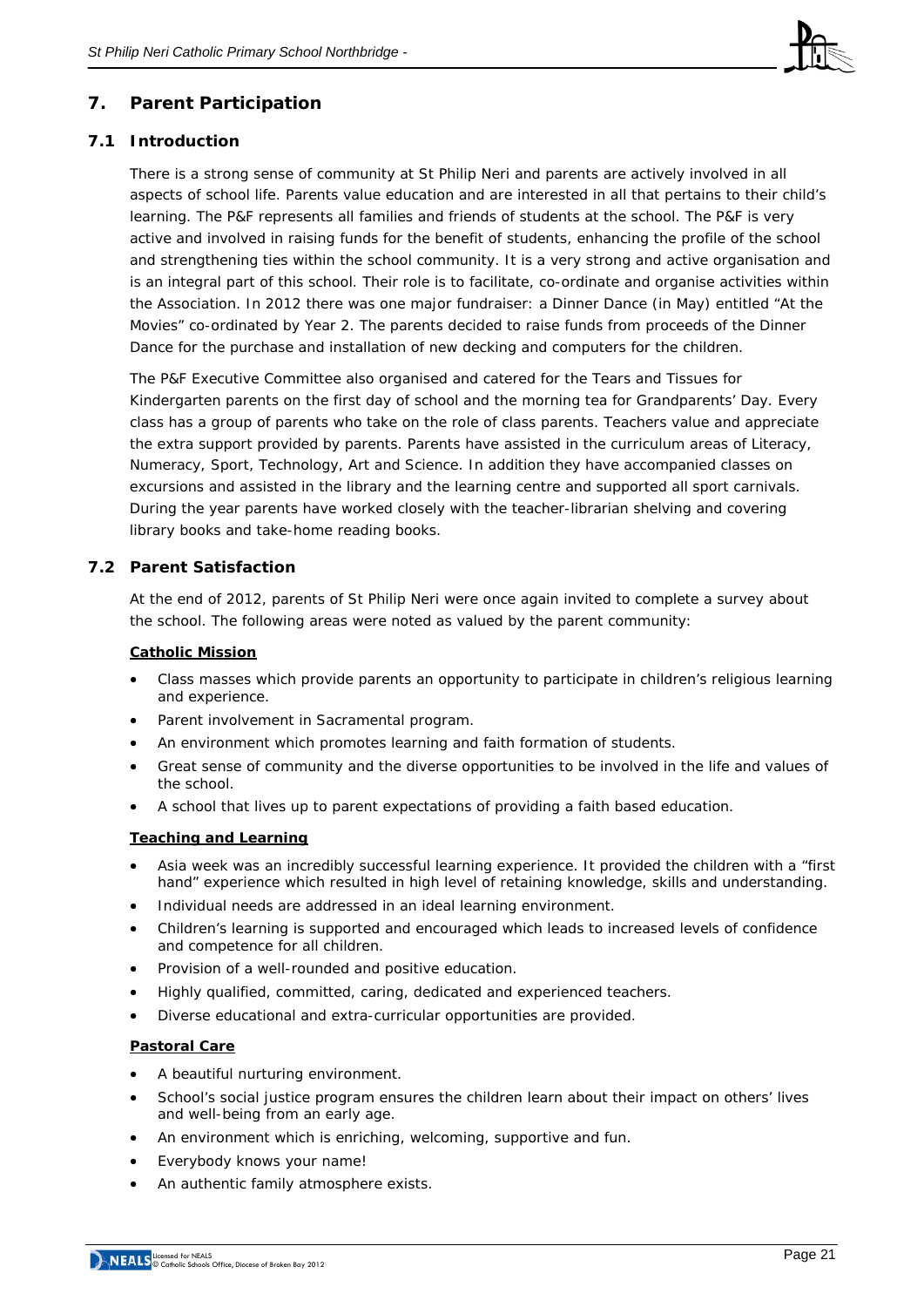## 7. Parent Participation

### 7.1 Introduction

There is a strong sense of community at St Philip Neri and parents are actively involved in all aspects of school life. Parents value education and are interested in all that pertains to their child's learning. The P&F represents all families and friends of students at the school. The P&F is very active and involved in raising funds for the benefit of students, enhancing the profile of the school and strengthening ties within the school community. It is a very strong and active organisation and is an integral part of this school. Their role is to facilitate, co-ordinate and organise activities within the Association. In 2012 there was one major fundraiser: a Dinner Dance (in May) entitled "At the Movies" co-ordinated by Year 2. The parents decided to raise funds from proceeds of the Dinner Dance for the purchase and installation of new decking and computers for the children.

The P&F Executive Committee also organised and catered for the Tears and Tissues for Kindergarten parents on the first day of school and the morning tea for Grandparents' Day. Every class has a group of parents who take on the role of class parents. Teachers value and appreciate the extra support provided by parents. Parents have assisted in the curriculum areas of Literacy, Numeracy, Sport, Technology, Art and Science. In addition they have accompanied classes on excursions and assisted in the library and the learning centre and supported all sport carnivals. During the year parents have worked closely with the teacher-librarian shelving and covering library books and take-home reading books.

### 7.2 Parent Satisfaction

At the end of 2012, parents of St Philip Neri were once again invited to complete a survey about the school. The following areas were noted as valued by the parent community:

**Catholic Mission**

- Class masses which provide parents an opportunity to participate in children's religious learning and experience.
- Parent involvement in Sacramental program.
- An environment which promotes learning and faith formation of students.
- Great sense of community and the diverse opportunities to be involved in the life and values of the school.
- A school that lives up to parent expectations of providing a faith based education.

**Teaching and Learning**

- Asia week was an incredibly successful learning experience. It provided the children with a "first hand" experience which resulted in high level of retaining knowledge, skills and understanding.
- Individual needs are addressed in an ideal learning environment.
- Children's learning is supported and encouraged which leads to increased levels of confidence and competence for all children.
- Provision of a well-rounded and positive education.
- Highly qualified, committed, caring, dedicated and experienced teachers.
- Diverse educational and extra-curricular opportunities are provided.

**Pastoral Care**

- A beautiful nurturing environment.
- School's social justice program ensures the children learn about their impact on others' lives and well-being from an early age.
- An environment which is enriching, welcoming, supportive and fun.
- Everybody knows your name!
- An authentic family atmosphere exists.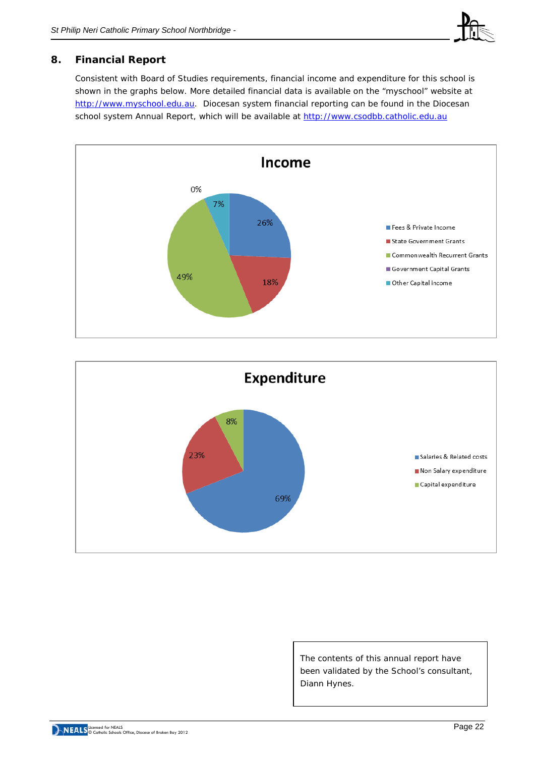## 8. Financial Report

Consistent with Board of Studies requirements, financial income and expenditure for this school is shown in the graphs below. More detailed financial data is available on the "myschool" website at http://www.myschool.edu.au. Diocesan system financial reporting can be found in the Diocesan school system Annual Report, which will be available at http://www.csodbb.catholic.edu.au

**Income**

0%
7%
26%
18%
49%

- Fees & Private Income
- State Government Grants
- Commonwealth Recurrent Grants
- Government Capital Grants
- Other Capital income

**Expenditure**

8%
23%
69%

- Salaries & Related costs
- Non Salary expenditure
- Capital expenditure

The contents of this annual report have been validated by the School's consultant, Diann Hynes.